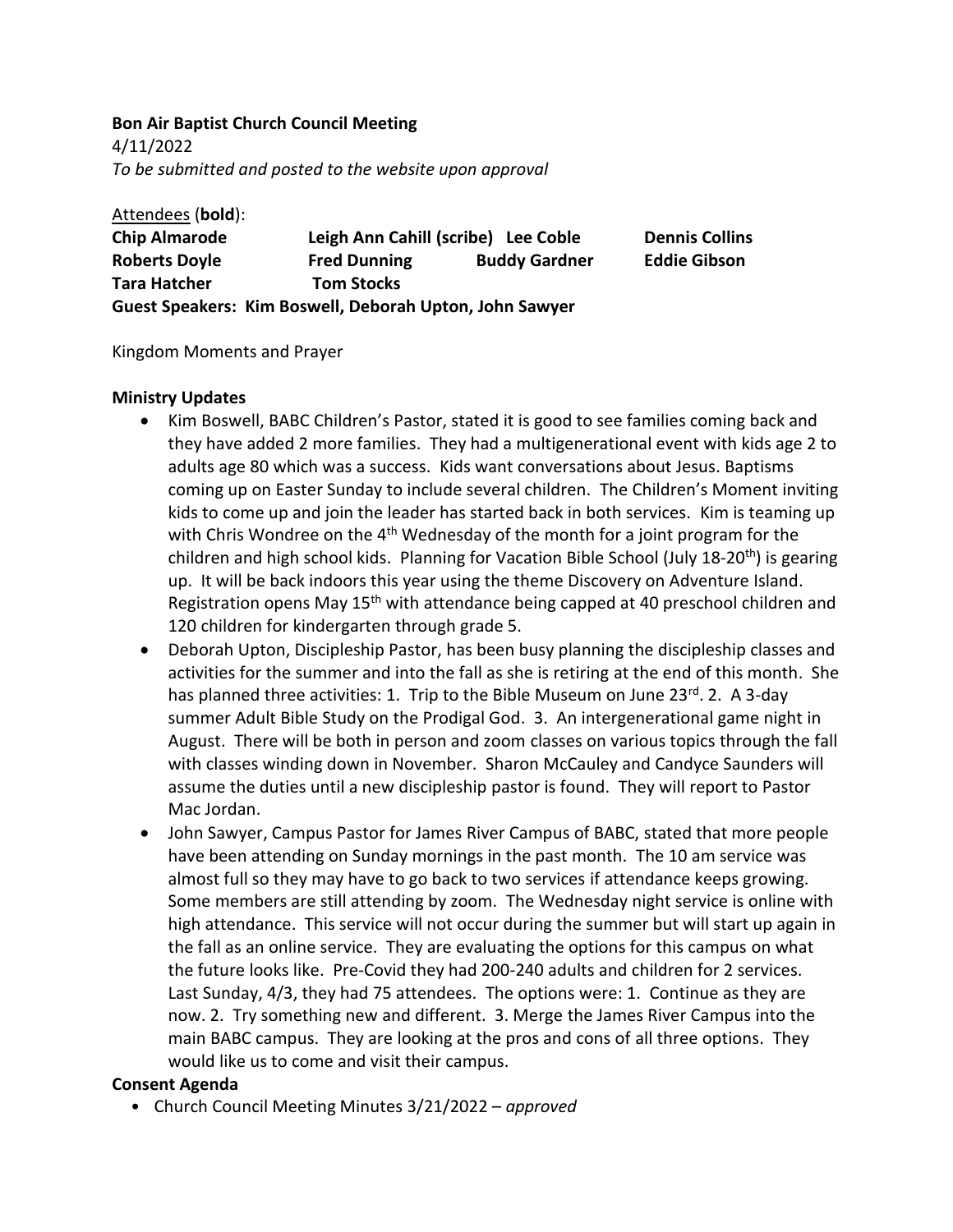**Bon Air Baptist Church Council Meeting**

4/11/2022

*To be submitted and posted to the website upon approval*

Attendees (**bold**):

| | | | |
|---|---|---|---|
| **Chip Almarode** | **Leigh Ann Cahill (scribe)** | **Lee Coble** | **Dennis Collins** |
| **Roberts Doyle** | **Fred Dunning** | **Buddy Gardner** | **Eddie Gibson** |
| **Tara Hatcher** | **Tom Stocks** | | |

**Guest Speakers: Kim Boswell, Deborah Upton, John Sawyer**

Kingdom Moments and Prayer

**Ministry Updates**

- Kim Boswell, BABC Children's Pastor, stated it is good to see families coming back and they have added 2 more families. They had a multigenerational event with kids age 2 to adults age 80 which was a success. Kids want conversations about Jesus. Baptisms coming up on Easter Sunday to include several children. The Children's Moment inviting kids to come up and join the leader has started back in both services. Kim is teaming up with Chris Wondree on the 4th Wednesday of the month for a joint program for the children and high school kids. Planning for Vacation Bible School (July 18-20th) is gearing up. It will be back indoors this year using the theme Discovery on Adventure Island. Registration opens May 15th with attendance being capped at 40 preschool children and 120 children for kindergarten through grade 5.
- Deborah Upton, Discipleship Pastor, has been busy planning the discipleship classes and activities for the summer and into the fall as she is retiring at the end of this month. She has planned three activities: 1. Trip to the Bible Museum on June 23rd. 2. A 3-day summer Adult Bible Study on the Prodigal God. 3. An intergenerational game night in August. There will be both in person and zoom classes on various topics through the fall with classes winding down in November. Sharon McCauley and Candyce Saunders will assume the duties until a new discipleship pastor is found. They will report to Pastor Mac Jordan.
- John Sawyer, Campus Pastor for James River Campus of BABC, stated that more people have been attending on Sunday mornings in the past month. The 10 am service was almost full so they may have to go back to two services if attendance keeps growing. Some members are still attending by zoom. The Wednesday night service is online with high attendance. This service will not occur during the summer but will start up again in the fall as an online service. They are evaluating the options for this campus on what the future looks like. Pre-Covid they had 200-240 adults and children for 2 services. Last Sunday, 4/3, they had 75 attendees. The options were: 1. Continue as they are now. 2. Try something new and different. 3. Merge the James River Campus into the main BABC campus. They are looking at the pros and cons of all three options. They would like us to come and visit their campus.

**Consent Agenda**

- Church Council Meeting Minutes 3/21/2022 – *approved*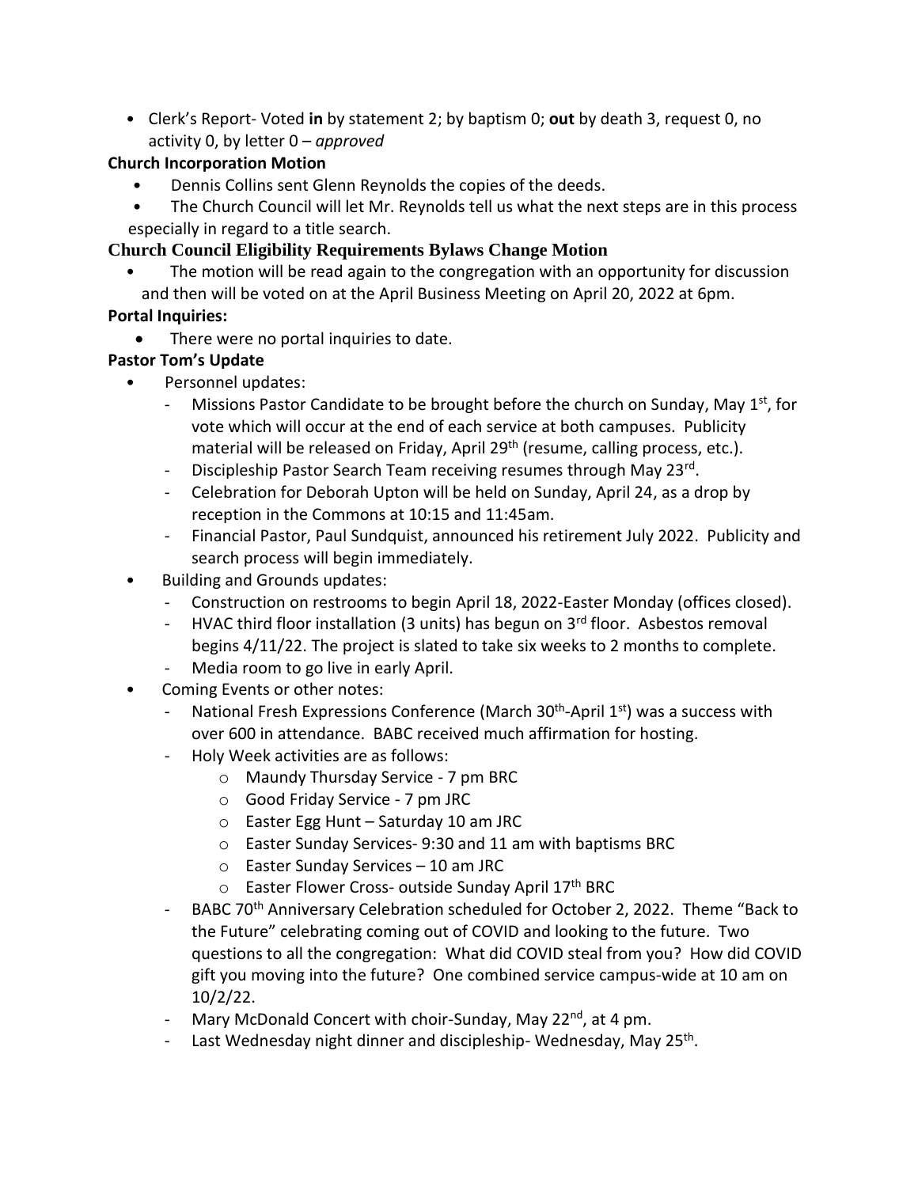- Clerk's Report- Voted **in** by statement 2; by baptism 0; **out** by death 3, request 0, no activity 0, by letter 0 – *approved*

**Church Incorporation Motion**

- Dennis Collins sent Glenn Reynolds the copies of the deeds.
- The Church Council will let Mr. Reynolds tell us what the next steps are in this process especially in regard to a title search.

**Church Council Eligibility Requirements Bylaws Change Motion**

- The motion will be read again to the congregation with an opportunity for discussion and then will be voted on at the April Business Meeting on April 20, 2022 at 6pm.

**Portal Inquiries:**

- There were no portal inquiries to date.

**Pastor Tom's Update**

- Personnel updates:
  - Missions Pastor Candidate to be brought before the church on Sunday, May 1st, for vote which will occur at the end of each service at both campuses. Publicity material will be released on Friday, April 29th (resume, calling process, etc.).
  - Discipleship Pastor Search Team receiving resumes through May 23rd.
  - Celebration for Deborah Upton will be held on Sunday, April 24, as a drop by reception in the Commons at 10:15 and 11:45am.
  - Financial Pastor, Paul Sundquist, announced his retirement July 2022. Publicity and search process will begin immediately.
- Building and Grounds updates:
  - Construction on restrooms to begin April 18, 2022-Easter Monday (offices closed).
  - HVAC third floor installation (3 units) has begun on 3rd floor. Asbestos removal begins 4/11/22. The project is slated to take six weeks to 2 months to complete.
  - Media room to go live in early April.
- Coming Events or other notes:
  - National Fresh Expressions Conference (March 30th-April 1st) was a success with over 600 in attendance. BABC received much affirmation for hosting.
  - Holy Week activities are as follows:
    - Maundy Thursday Service - 7 pm BRC
    - Good Friday Service - 7 pm JRC
    - Easter Egg Hunt – Saturday 10 am JRC
    - Easter Sunday Services- 9:30 and 11 am with baptisms BRC
    - Easter Sunday Services – 10 am JRC
    - Easter Flower Cross- outside Sunday April 17th BRC
  - BABC 70th Anniversary Celebration scheduled for October 2, 2022. Theme "Back to the Future" celebrating coming out of COVID and looking to the future. Two questions to all the congregation: What did COVID steal from you? How did COVID gift you moving into the future? One combined service campus-wide at 10 am on 10/2/22.
  - Mary McDonald Concert with choir-Sunday, May 22nd, at 4 pm.
  - Last Wednesday night dinner and discipleship- Wednesday, May 25th.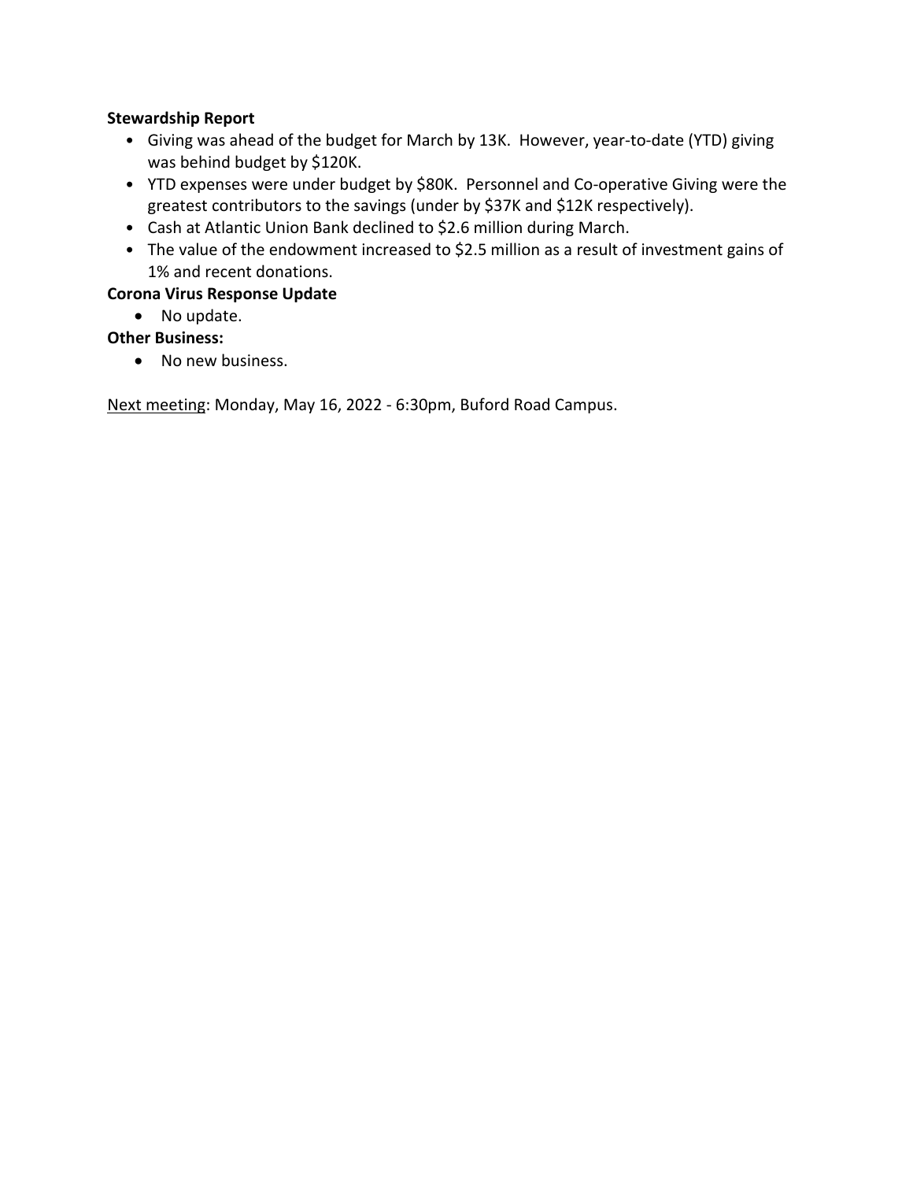**Stewardship Report**

- Giving was ahead of the budget for March by 13K. However, year-to-date (YTD) giving was behind budget by $120K.
- YTD expenses were under budget by $80K. Personnel and Co-operative Giving were the greatest contributors to the savings (under by $37K and $12K respectively).
- Cash at Atlantic Union Bank declined to $2.6 million during March.
- The value of the endowment increased to $2.5 million as a result of investment gains of 1% and recent donations.

**Corona Virus Response Update**

- No update.

**Other Business:**

- No new business.

<u>Next meeting</u>: Monday, May 16, 2022 - 6:30pm, Buford Road Campus.